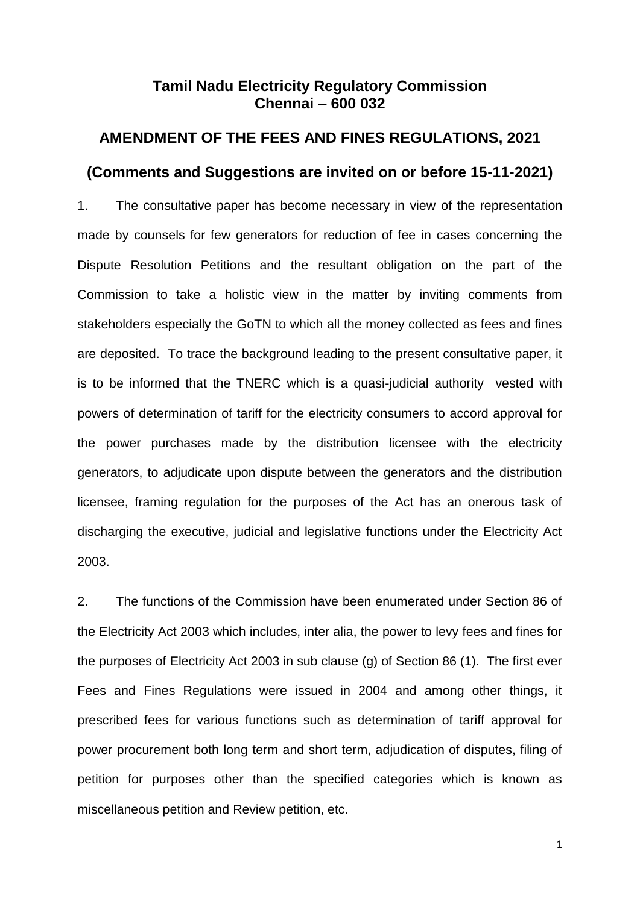# Tamil Nadu Electricity Regulatory Commission
# Chennai – 600 032

## AMENDMENT OF THE FEES AND FINES REGULATIONS, 2021

### (Comments and Suggestions are invited on or before 15-11-2021)

1. The consultative paper has become necessary in view of the representation made by counsels for few generators for reduction of fee in cases concerning the Dispute Resolution Petitions and the resultant obligation on the part of the Commission to take a holistic view in the matter by inviting comments from stakeholders especially the GoTN to which all the money collected as fees and fines are deposited. To trace the background leading to the present consultative paper, it is to be informed that the TNERC which is a quasi-judicial authority vested with powers of determination of tariff for the electricity consumers to accord approval for the power purchases made by the distribution licensee with the electricity generators, to adjudicate upon dispute between the generators and the distribution licensee, framing regulation for the purposes of the Act has an onerous task of discharging the executive, judicial and legislative functions under the Electricity Act 2003.

2. The functions of the Commission have been enumerated under Section 86 of the Electricity Act 2003 which includes, inter alia, the power to levy fees and fines for the purposes of Electricity Act 2003 in sub clause (g) of Section 86 (1). The first ever Fees and Fines Regulations were issued in 2004 and among other things, it prescribed fees for various functions such as determination of tariff approval for power procurement both long term and short term, adjudication of disputes, filing of petition for purposes other than the specified categories which is known as miscellaneous petition and Review petition, etc.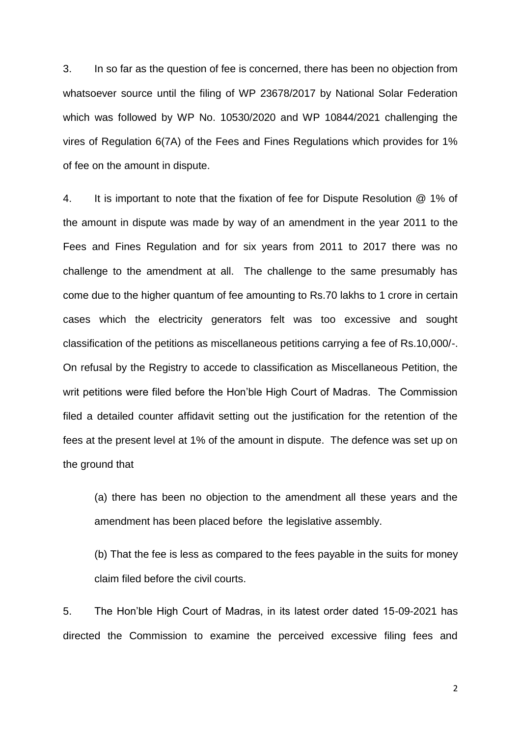3. In so far as the question of fee is concerned, there has been no objection from whatsoever source until the filing of WP 23678/2017 by National Solar Federation which was followed by WP No. 10530/2020 and WP 10844/2021 challenging the vires of Regulation 6(7A) of the Fees and Fines Regulations which provides for 1% of fee on the amount in dispute.

4. It is important to note that the fixation of fee for Dispute Resolution @ 1% of the amount in dispute was made by way of an amendment in the year 2011 to the Fees and Fines Regulation and for six years from 2011 to 2017 there was no challenge to the amendment at all. The challenge to the same presumably has come due to the higher quantum of fee amounting to Rs.70 lakhs to 1 crore in certain cases which the electricity generators felt was too excessive and sought classification of the petitions as miscellaneous petitions carrying a fee of Rs.10,000/-. On refusal by the Registry to accede to classification as Miscellaneous Petition, the writ petitions were filed before the Hon'ble High Court of Madras. The Commission filed a detailed counter affidavit setting out the justification for the retention of the fees at the present level at 1% of the amount in dispute. The defence was set up on the ground that

(a) there has been no objection to the amendment all these years and the amendment has been placed before the legislative assembly.

(b) That the fee is less as compared to the fees payable in the suits for money claim filed before the civil courts.

5. The Hon'ble High Court of Madras, in its latest order dated 15-09-2021 has directed the Commission to examine the perceived excessive filing fees and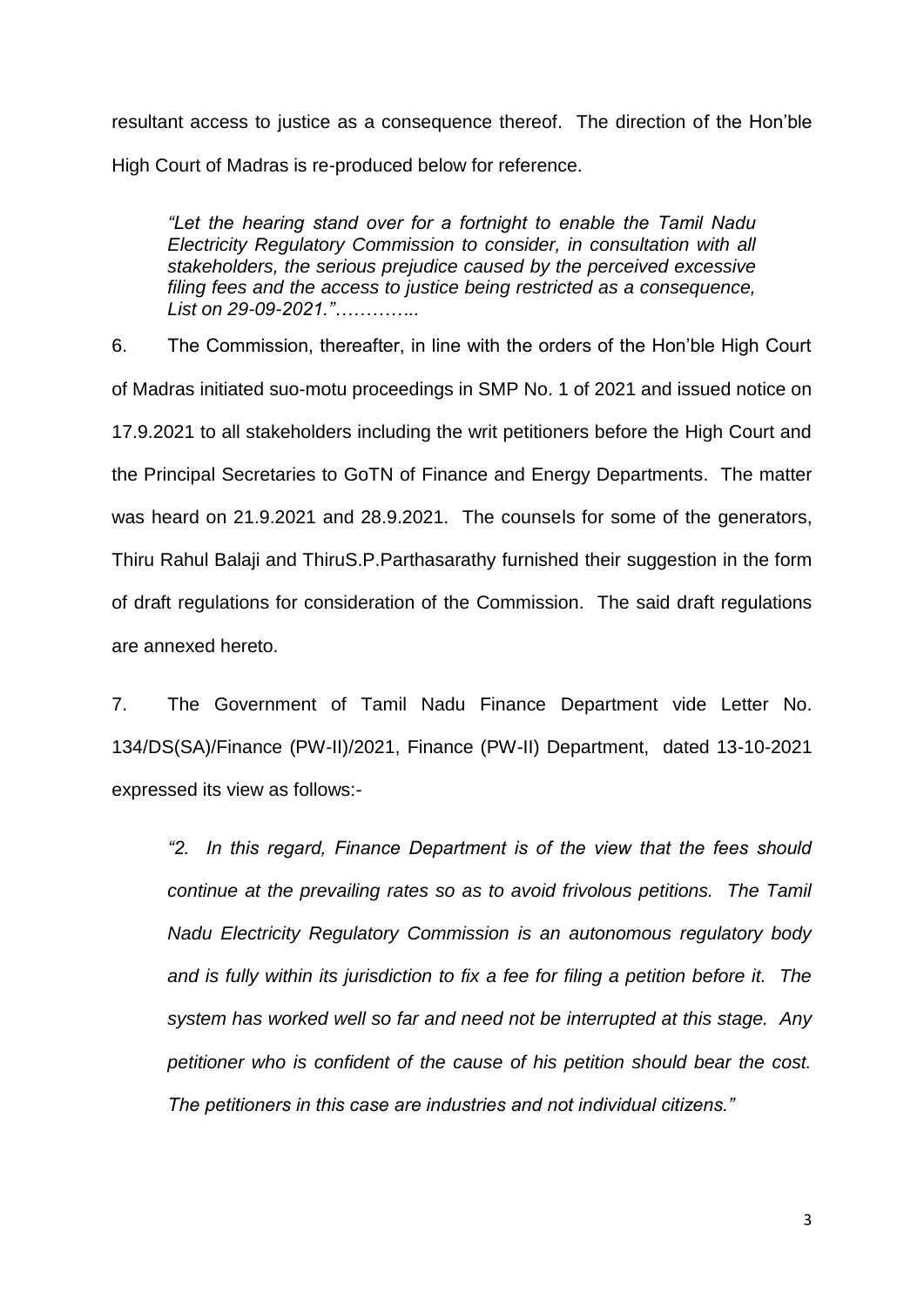resultant access to justice as a consequence thereof. The direction of the Hon'ble High Court of Madras is re-produced below for reference.

> *"Let the hearing stand over for a fortnight to enable the Tamil Nadu Electricity Regulatory Commission to consider, in consultation with all stakeholders, the serious prejudice caused by the perceived excessive filing fees and the access to justice being restricted as a consequence, List on 29-09-2021."…………..*

6. The Commission, thereafter, in line with the orders of the Hon'ble High Court of Madras initiated suo-motu proceedings in SMP No. 1 of 2021 and issued notice on 17.9.2021 to all stakeholders including the writ petitioners before the High Court and the Principal Secretaries to GoTN of Finance and Energy Departments. The matter was heard on 21.9.2021 and 28.9.2021. The counsels for some of the generators, Thiru Rahul Balaji and ThiruS.P.Parthasarathy furnished their suggestion in the form of draft regulations for consideration of the Commission. The said draft regulations are annexed hereto.

7. The Government of Tamil Nadu Finance Department vide Letter No. 134/DS(SA)/Finance (PW-II)/2021, Finance (PW-II) Department, dated 13-10-2021 expressed its view as follows:-

> *"2. In this regard, Finance Department is of the view that the fees should continue at the prevailing rates so as to avoid frivolous petitions. The Tamil Nadu Electricity Regulatory Commission is an autonomous regulatory body and is fully within its jurisdiction to fix a fee for filing a petition before it. The system has worked well so far and need not be interrupted at this stage. Any petitioner who is confident of the cause of his petition should bear the cost. The petitioners in this case are industries and not individual citizens."*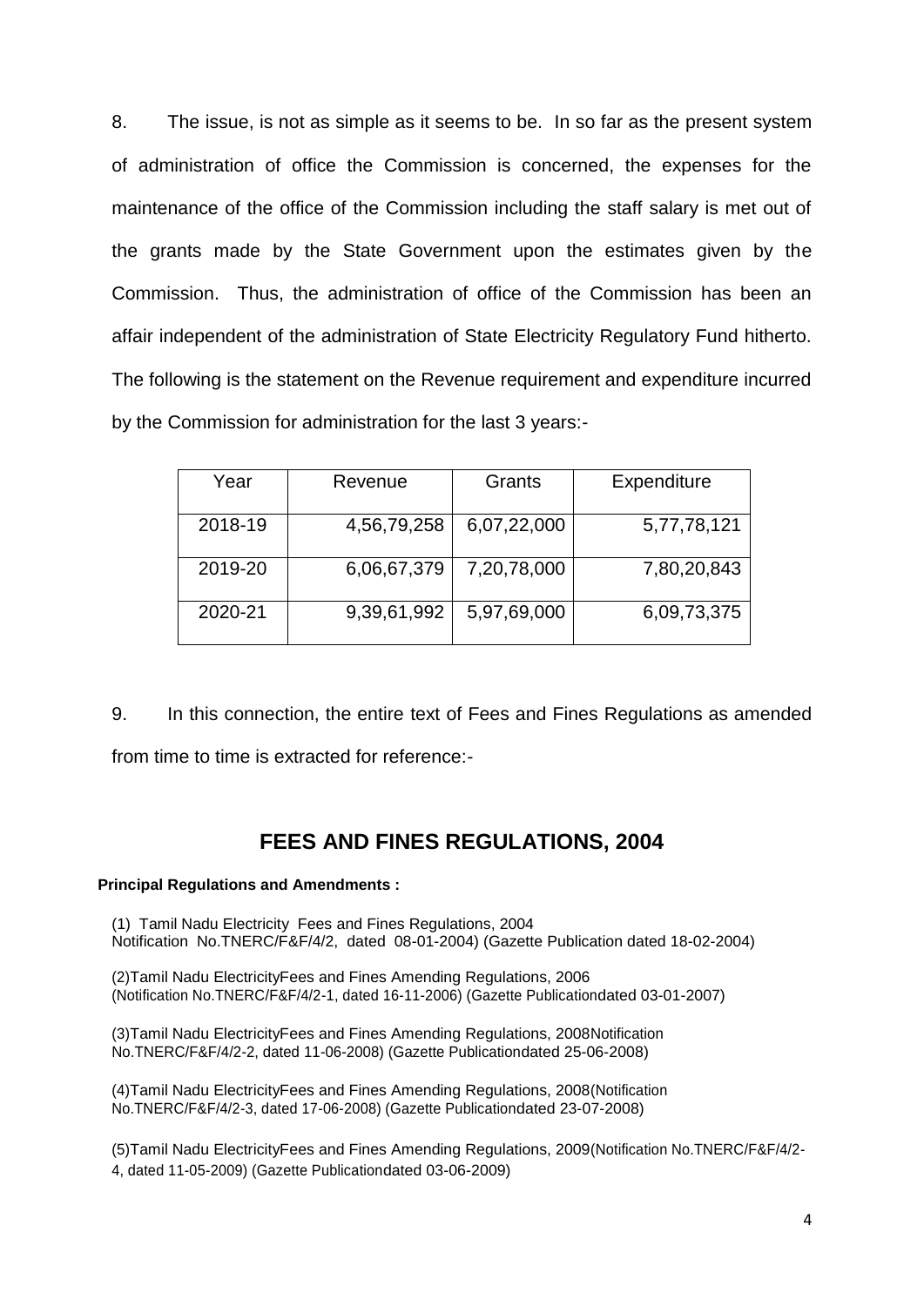8. The issue, is not as simple as it seems to be. In so far as the present system of administration of office the Commission is concerned, the expenses for the maintenance of the office of the Commission including the staff salary is met out of the grants made by the State Government upon the estimates given by the Commission. Thus, the administration of office of the Commission has been an affair independent of the administration of State Electricity Regulatory Fund hitherto. The following is the statement on the Revenue requirement and expenditure incurred by the Commission for administration for the last 3 years:-

| Year | Revenue | Grants | Expenditure |
| --- | --- | --- | --- |
| 2018-19 | 4,56,79,258 | 6,07,22,000 | 5,77,78,121 |
| 2019-20 | 6,06,67,379 | 7,20,78,000 | 7,80,20,843 |
| 2020-21 | 9,39,61,992 | 5,97,69,000 | 6,09,73,375 |

9. In this connection, the entire text of Fees and Fines Regulations as amended from time to time is extracted for reference:-

## FEES AND FINES REGULATIONS, 2004

**Principal Regulations and Amendments :**

(1) Tamil Nadu Electricity Fees and Fines Regulations, 2004
Notification No.TNERC/F&F/4/2, dated 08-01-2004) (Gazette Publication dated 18-02-2004)

(2)Tamil Nadu ElectricityFees and Fines Amending Regulations, 2006
(Notification No.TNERC/F&F/4/2-1, dated 16-11-2006) (Gazette Publicationdated 03-01-2007)

(3)Tamil Nadu ElectricityFees and Fines Amending Regulations, 2008Notification No.TNERC/F&F/4/2-2, dated 11-06-2008) (Gazette Publicationdated 25-06-2008)

(4)Tamil Nadu ElectricityFees and Fines Amending Regulations, 2008(Notification No.TNERC/F&F/4/2-3, dated 17-06-2008) (Gazette Publicationdated 23-07-2008)

(5)Tamil Nadu ElectricityFees and Fines Amending Regulations, 2009(Notification No.TNERC/F&F/4/2-4, dated 11-05-2009) (Gazette Publicationdated 03-06-2009)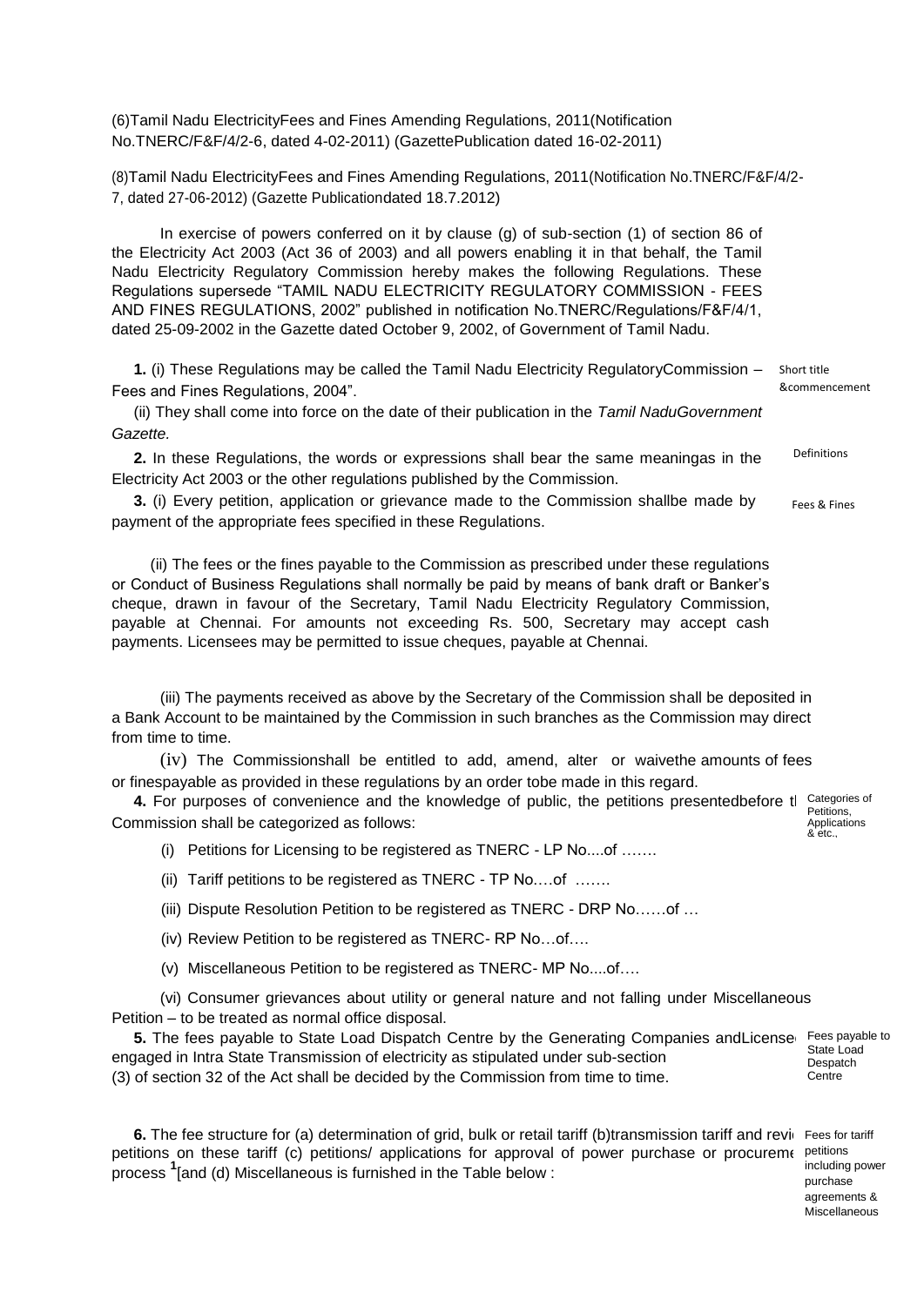(6)Tamil Nadu ElectricityFees and Fines Amending Regulations, 2011(Notification No.TNERC/F&F/4/2-6, dated 4-02-2011) (GazettePublication dated 16-02-2011)

(8)Tamil Nadu ElectricityFees and Fines Amending Regulations, 2011(Notification No.TNERC/F&F/4/2-7, dated 27-06-2012) (Gazette Publicationdated 18.7.2012)

In exercise of powers conferred on it by clause (g) of sub-section (1) of section 86 of the Electricity Act 2003 (Act 36 of 2003) and all powers enabling it in that behalf, the Tamil Nadu Electricity Regulatory Commission hereby makes the following Regulations. These Regulations supersede "TAMIL NADU ELECTRICITY REGULATORY COMMISSION - FEES AND FINES REGULATIONS, 2002" published in notification No.TNERC/Regulations/F&F/4/1, dated 25-09-2002 in the Gazette dated October 9, 2002, of Government of Tamil Nadu.

Short title &commencement

**1.** (i) These Regulations may be called the Tamil Nadu Electricity RegulatoryCommission – Fees and Fines Regulations, 2004".

(ii) They shall come into force on the date of their publication in the *Tamil NaduGovernment Gazette.*

Definitions

**2.** In these Regulations, the words or expressions shall bear the same meaningas in the Electricity Act 2003 or the other regulations published by the Commission.

Fees & Fines

**3.** (i) Every petition, application or grievance made to the Commission shallbe made by payment of the appropriate fees specified in these Regulations.

(ii) The fees or the fines payable to the Commission as prescribed under these regulations or Conduct of Business Regulations shall normally be paid by means of bank draft or Banker's cheque, drawn in favour of the Secretary, Tamil Nadu Electricity Regulatory Commission, payable at Chennai. For amounts not exceeding Rs. 500, Secretary may accept cash payments. Licensees may be permitted to issue cheques, payable at Chennai.

(iii) The payments received as above by the Secretary of the Commission shall be deposited in a Bank Account to be maintained by the Commission in such branches as the Commission may direct from time to time.

(iv) The Commissionshall be entitled to add, amend, alter or waivethe amounts of fees or finespayable as provided in these regulations by an order tobe made in this regard.

Categories of Petitions, Applications & etc.,

**4.** For purposes of convenience and the knowledge of public, the petitions presentedbefore the Commission shall be categorized as follows:

(i) Petitions for Licensing to be registered as TNERC - LP No....of …….

(ii) Tariff petitions to be registered as TNERC - TP No.…of …….

(iii) Dispute Resolution Petition to be registered as TNERC - DRP No……of …

(iv) Review Petition to be registered as TNERC- RP No…of….

(v) Miscellaneous Petition to be registered as TNERC- MP No....of….

(vi) Consumer grievances about utility or general nature and not falling under Miscellaneous Petition – to be treated as normal office disposal.

Fees payable to State Load Despatch Centre

**5.** The fees payable to State Load Dispatch Centre by the Generating Companies andLicensees engaged in Intra State Transmission of electricity as stipulated under sub-section (3) of section 32 of the Act shall be decided by the Commission from time to time.

Fees for tariff petitions including power purchase agreements & Miscellaneous

**6.** The fee structure for (a) determination of grid, bulk or retail tariff (b)transmission tariff and review petitions on these tariff (c) petitions/ applications for approval of power purchase or procurement process [1][and (d) Miscellaneous is furnished in the Table below :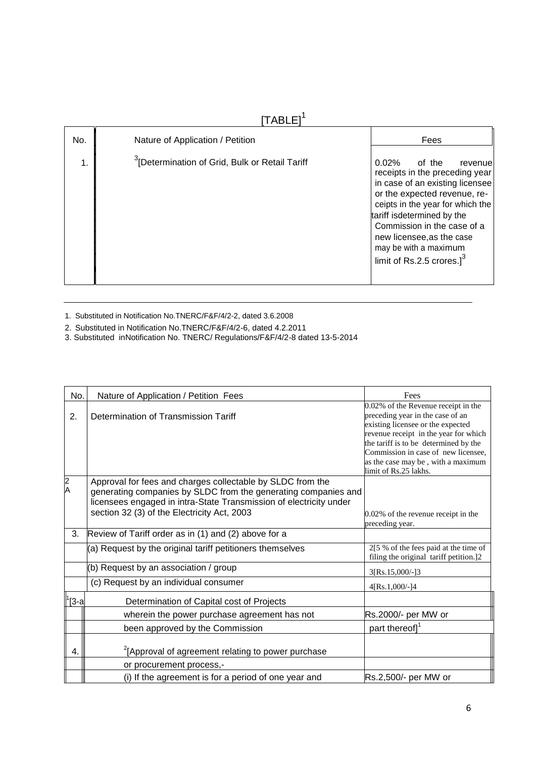[TABLE][1]

| No. | Nature of Application / Petition | Fees |
|---|---|---|
| 1. | [3][Determination of Grid, Bulk or Retail Tariff | 0.02% of the revenue receipts in the preceding year in case of an existing licensee or the expected revenue, re-ceipts in the year for which the tariff isdetermined by the Commission in the case of a new licensee,as the case may be with a maximum limit of Rs.2.5 crores.][3] |

1. Substituted in Notification No.TNERC/F&F/4/2-2, dated 3.6.2008
2. Substituted in Notification No.TNERC/F&F/4/2-6, dated 4.2.2011
3. Substituted inNotification No. TNERC/ Regulations/F&F/4/2-8 dated 13-5-2014

| No. | Nature of Application / Petition Fees | Fees |
|---|---|---|
| 2. | Determination of Transmission Tariff | 0.02% of the Revenue receipt in the preceding year in the case of an existing licensee or the expected revenue receipt in the year for which the tariff is to be determined by the Commission in case of new licensee, as the case may be , with a maximum limit of Rs.25 lakhs. |
| 2 A | Approval for fees and charges collectable by SLDC from the generating companies by SLDC from the generating companies and licensees engaged in intra-State Transmission of electricity under section 32 (3) of the Electricity Act, 2003 | 0.02% of the revenue receipt in the preceding year. |
| 3. | Review of Tariff order as in (1) and (2) above for a | |
| | (a) Request by the original tariff petitioners themselves | 2[5 % of the fees paid at the time of filing the original tariff petition.]2 |
| | (b) Request by an association / group | 3[Rs.15,000/-]3 |
| | (c) Request by an individual consumer | 4[Rs.1,000/-]4 |
| [1][3-a | Determination of Capital cost of Projects wherein the power purchase agreement has not been approved by the Commission | Rs.2000/- per MW or part thereof][1] |
| 4. | [2][Approval of agreement relating to power purchase or procurement process,- | |
| | (i) If the agreement is for a period of one year and | Rs.2,500/- per MW or |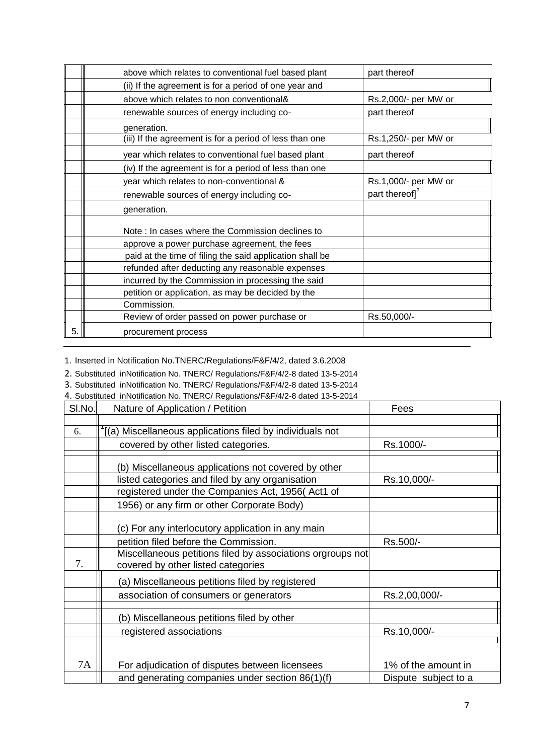| | | |
|---|---|---|
| | above which relates to conventional fuel based plant | part thereof |
| | (ii) If the agreement is for a period of one year and above which relates to non conventional& renewable sources of energy including co-generation. | Rs.2,000/- per MW or part thereof |
| | (iii) If the agreement is for a period of less than one year which relates to conventional fuel based plant | Rs.1,250/- per MW or part thereof |
| | (iv) If the agreement is for a period of less than one year which relates to non-conventional & renewable sources of energy including co-generation. | Rs.1,000/- per MW or part thereof][2] |
| | Note : In cases where the Commission declines to approve a power purchase agreement, the fees paid at the time of filing the said application shall be refunded after deducting any reasonable expenses incurred by the Commission in processing the said petition or application, as may be decided by the Commission. | |
| 5. | Review of order passed on power purchase or procurement process | Rs.50,000/- |

1. Inserted in Notification No.TNERC/Regulations/F&F/4/2, dated 3.6.2008
2. Substituted inNotification No. TNERC/ Regulations/F&F/4/2-8 dated 13-5-2014
3. Substituted inNotification No. TNERC/ Regulations/F&F/4/2-8 dated 13-5-2014
4. Substituted inNotification No. TNERC/ Regulations/F&F/4/2-8 dated 13-5-2014

| Sl.No. | Nature of Application / Petition | Fees |
|---|---|---|
| 6. | [1][(a) Miscellaneous applications filed by individuals not covered by other listed categories. | Rs.1000/- |
| | (b) Miscellaneous applications not covered by other listed categories and filed by any organisation registered under the Companies Act, 1956( Act1 of 1956) or any firm or other Corporate Body) | Rs.10,000/- |
| | (c) For any interlocutory application in any main petition filed before the Commission. | Rs.500/- |
| 7. | Miscellaneous petitions filed by associations orgroups not covered by other listed categories | |
| | (a) Miscellaneous petitions filed by registered association of consumers or generators | Rs.2,00,000/- |
| | (b) Miscellaneous petitions filed by other registered associations | Rs.10,000/- |
| 7A | For adjudication of disputes between licensees and generating companies under section 86(1)(f) | 1% of the amount in Dispute subject to a |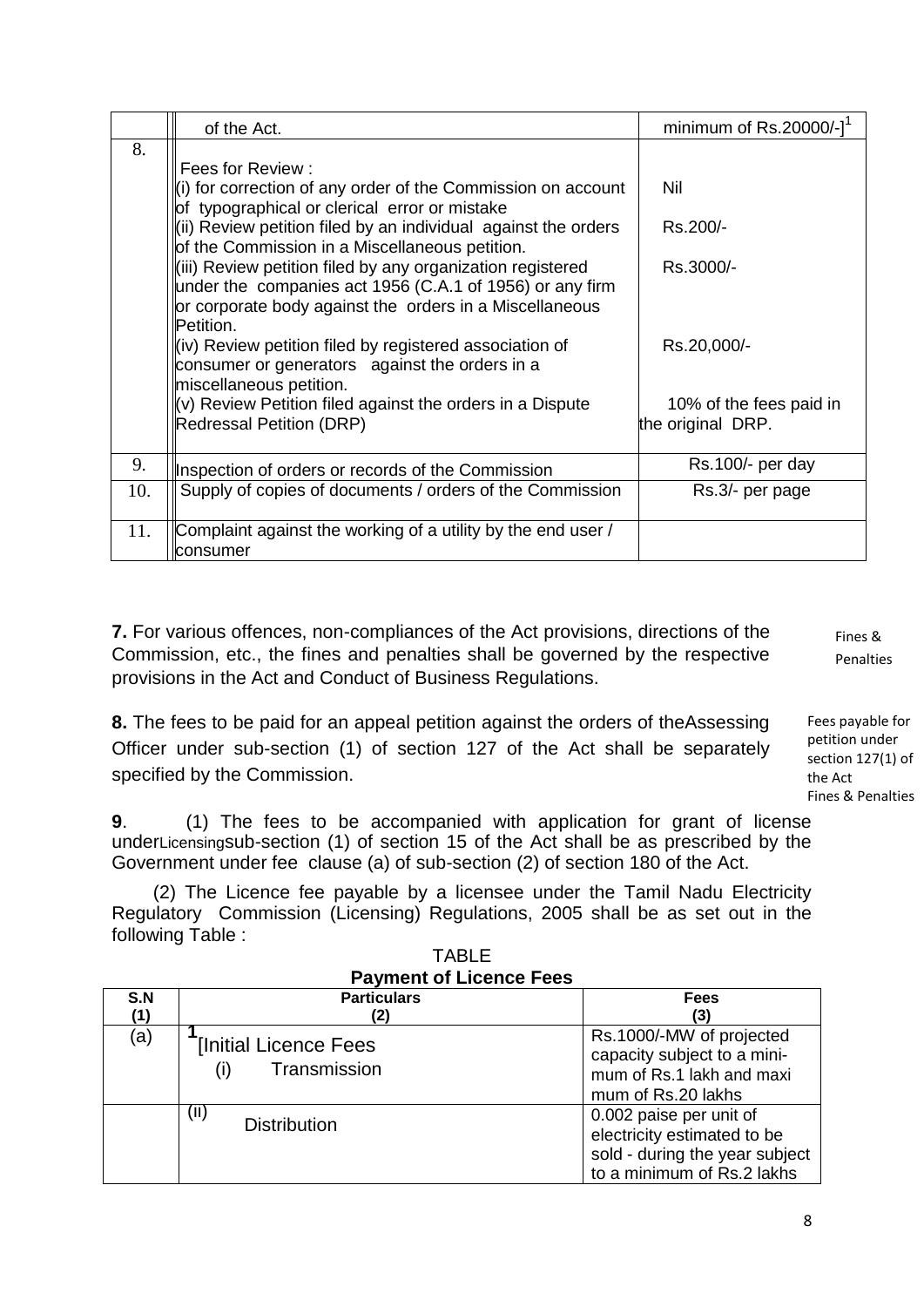|  | of the Act. | minimum of Rs.20000/-][1] |
|---|---|---|
| 8. | Fees for Review :<br>(i) for correction of any order of the Commission on account of typographical or clerical error or mistake<br>(ii) Review petition filed by an individual against the orders of the Commission in a Miscellaneous petition.<br>(iii) Review petition filed by any organization registered under the companies act 1956 (C.A.1 of 1956) or any firm or corporate body against the orders in a Miscellaneous Petition.<br>(iv) Review petition filed by registered association of consumer or generators against the orders in a miscellaneous petition.<br>(v) Review Petition filed against the orders in a Dispute Redressal Petition (DRP) | <br>Nil<br><br>Rs.200/-<br><br>Rs.3000/-<br><br><br><br>Rs.20,000/-<br><br><br>10% of the fees paid in the original DRP. |
| 9. | Inspection of orders or records of the Commission | Rs.100/- per day |
| 10. | Supply of copies of documents / orders of the Commission | Rs.3/- per page |
| 11. | Complaint against the working of a utility by the end user / consumer |  |

**7.** For various offences, non-compliances of the Act provisions, directions of the Commission, etc., the fines and penalties shall be governed by the respective provisions in the Act and Conduct of Business Regulations.

Fines & Penalties

**8.** The fees to be paid for an appeal petition against the orders of theAssessing Officer under sub-section (1) of section 127 of the Act shall be separately specified by the Commission.

Fees payable for petition under section 127(1) of the Act

Fines & Penalties

**9**. (1) The fees to be accompanied with application for grant of license under sub-section (1) of section 15 of the Act shall be as prescribed by the Government under fee clause (a) of sub-section (2) of section 180 of the Act.

Licensing

(2) The Licence fee payable by a licensee under the Tamil Nadu Electricity Regulatory Commission (Licensing) Regulations, 2005 shall be as set out in the following Table :

TABLE

**Payment of Licence Fees**

| S.N (1) | Particulars (2) | Fees (3) |
|---|---|---|
| (a) | [1][Initial Licence Fees<br>(i) Transmission | Rs.1000/-MW of projected capacity subject to a mini- mum of Rs.1 lakh and maxi mum of Rs.20 lakhs |
|  | (ii) Distribution | 0.002 paise per unit of electricity estimated to be sold - during the year subject to a minimum of Rs.2 lakhs |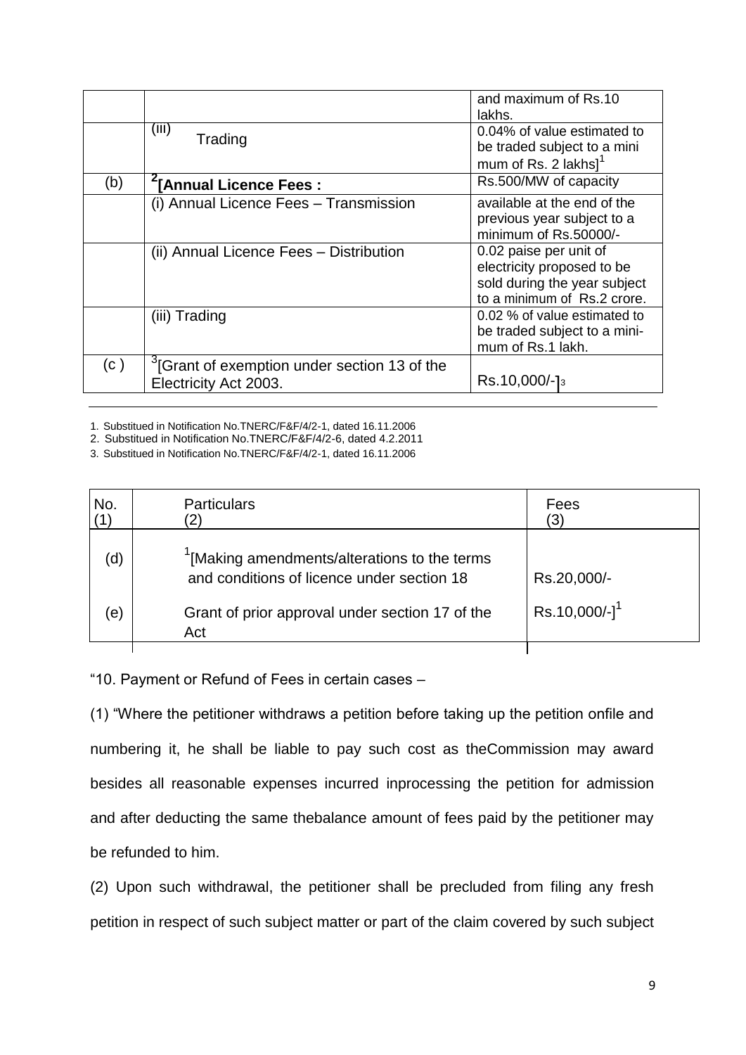| | | |
|---|---|---|
| | | and maximum of Rs.10 lakhs. |
| | (iii) Trading | 0.04% of value estimated to be traded subject to a mini mum of Rs. 2 lakhs][1] |
| (b) | [2][**Annual Licence Fees :** | Rs.500/MW of capacity |
| | (i) Annual Licence Fees – Transmission | available at the end of the previous year subject to a minimum of Rs.50000/- |
| | (ii) Annual Licence Fees – Distribution | 0.02 paise per unit of electricity proposed to be sold during the year subject to a minimum of Rs.2 crore. |
| | (iii) Trading | 0.02 % of value estimated to be traded subject to a mini-mum of Rs.1 lakh. |
| (c ) | [3][Grant of exemption under section 13 of the Electricity Act 2003. | Rs.10,000/-][3] |

1. Substitued in Notification No.TNERC/F&F/4/2-1, dated 16.11.2006
2. Substitued in Notification No.TNERC/F&F/4/2-6, dated 4.2.2011
3. Substitued in Notification No.TNERC/F&F/4/2-1, dated 16.11.2006

| No. (1) | Particulars (2) | Fees (3) |
|---|---|---|
| (d) | [1][Making amendments/alterations to the terms and conditions of licence under section 18 | Rs.20,000/- |
| (e) | Grant of prior approval under section 17 of the Act | Rs.10,000/-][1] |

"10. Payment or Refund of Fees in certain cases –

(1) "Where the petitioner withdraws a petition before taking up the petition onfile and numbering it, he shall be liable to pay such cost as theCommission may award besides all reasonable expenses incurred inprocessing the petition for admission and after deducting the same thebalance amount of fees paid by the petitioner may be refunded to him.

(2) Upon such withdrawal, the petitioner shall be precluded from filing any fresh petition in respect of such subject matter or part of the claim covered by such subject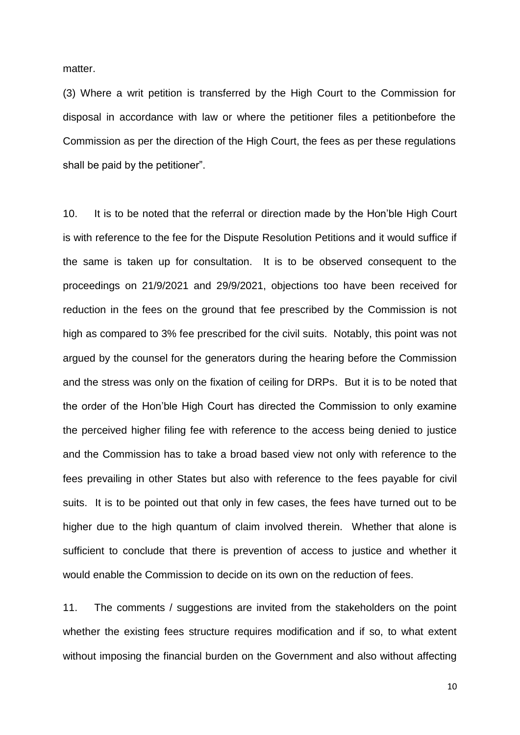matter.

(3) Where a writ petition is transferred by the High Court to the Commission for disposal in accordance with law or where the petitioner files a petitionbefore the Commission as per the direction of the High Court, the fees as per these regulations shall be paid by the petitioner".

10. It is to be noted that the referral or direction made by the Hon'ble High Court is with reference to the fee for the Dispute Resolution Petitions and it would suffice if the same is taken up for consultation. It is to be observed consequent to the proceedings on 21/9/2021 and 29/9/2021, objections too have been received for reduction in the fees on the ground that fee prescribed by the Commission is not high as compared to 3% fee prescribed for the civil suits. Notably, this point was not argued by the counsel for the generators during the hearing before the Commission and the stress was only on the fixation of ceiling for DRPs. But it is to be noted that the order of the Hon'ble High Court has directed the Commission to only examine the perceived higher filing fee with reference to the access being denied to justice and the Commission has to take a broad based view not only with reference to the fees prevailing in other States but also with reference to the fees payable for civil suits. It is to be pointed out that only in few cases, the fees have turned out to be higher due to the high quantum of claim involved therein. Whether that alone is sufficient to conclude that there is prevention of access to justice and whether it would enable the Commission to decide on its own on the reduction of fees.

11. The comments / suggestions are invited from the stakeholders on the point whether the existing fees structure requires modification and if so, to what extent without imposing the financial burden on the Government and also without affecting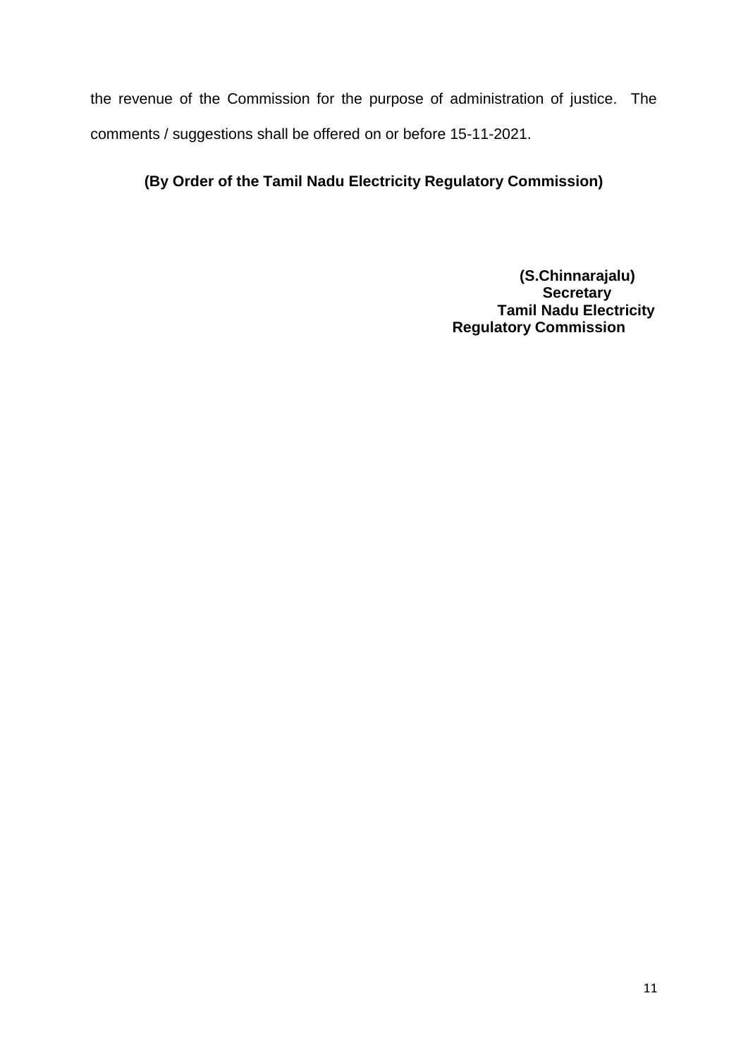the revenue of the Commission for the purpose of administration of justice. The comments / suggestions shall be offered on or before 15-11-2021.

**(By Order of the Tamil Nadu Electricity Regulatory Commission)**

**(S.Chinnarajalu)**
**Secretary**
**Tamil Nadu Electricity Regulatory Commission**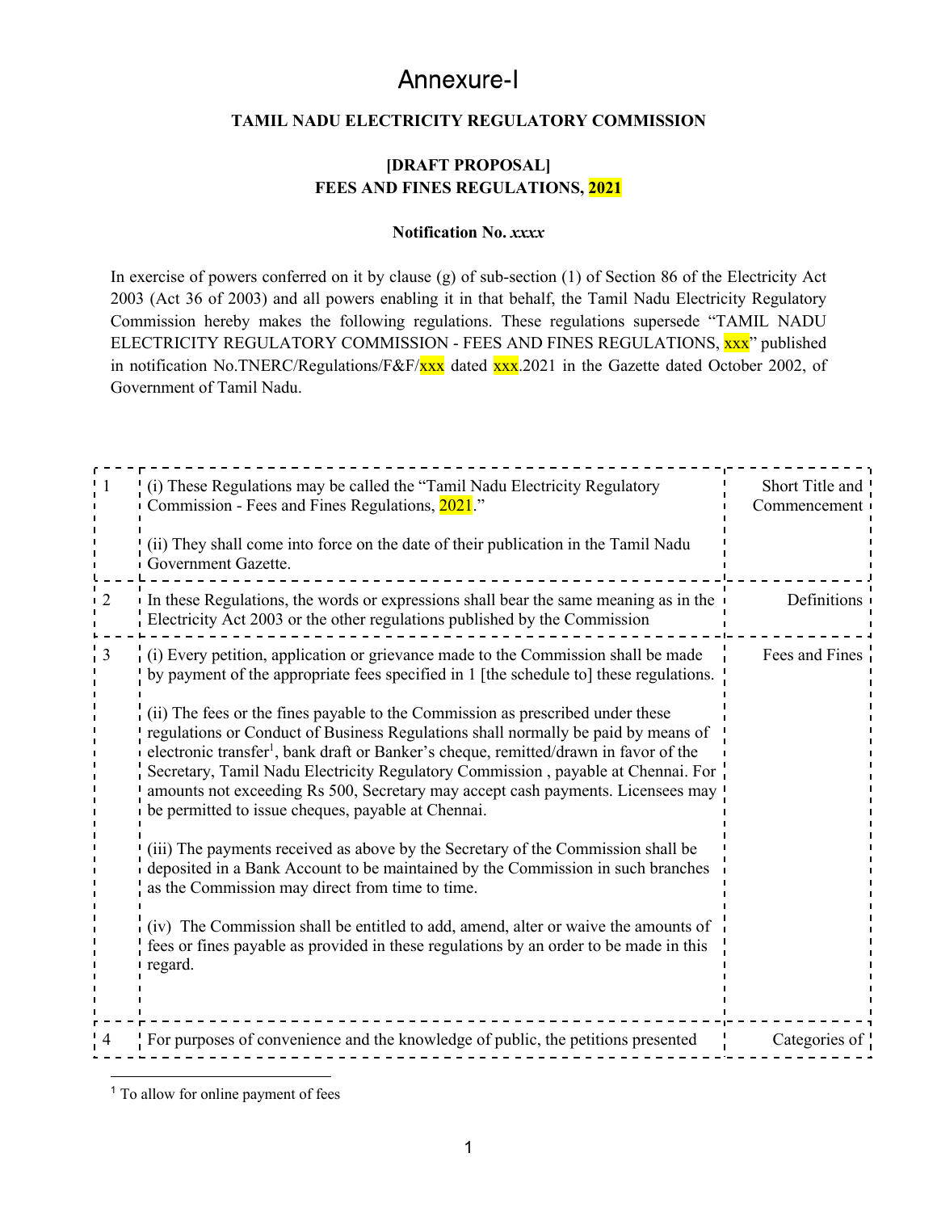# Annexure-I

**TAMIL NADU ELECTRICITY REGULATORY COMMISSION**

**[DRAFT PROPOSAL]**
**FEES AND FINES REGULATIONS, 2021**

**Notification No. *xxxx***

In exercise of powers conferred on it by clause (g) of sub-section (1) of Section 86 of the Electricity Act 2003 (Act 36 of 2003) and all powers enabling it in that behalf, the Tamil Nadu Electricity Regulatory Commission hereby makes the following regulations. These regulations supersede "TAMIL NADU ELECTRICITY REGULATORY COMMISSION - FEES AND FINES REGULATIONS, xxx" published in notification No.TNERC/Regulations/F&F/xxx dated xxx.2021 in the Gazette dated October 2002, of Government of Tamil Nadu.

| | | |
|---|---|---|
| 1 | (i) These Regulations may be called the "Tamil Nadu Electricity Regulatory Commission - Fees and Fines Regulations, 2021."<br><br>(ii) They shall come into force on the date of their publication in the Tamil Nadu Government Gazette. | Short Title and Commencement |
| 2 | In these Regulations, the words or expressions shall bear the same meaning as in the Electricity Act 2003 or the other regulations published by the Commission | Definitions |
| 3 | (i) Every petition, application or grievance made to the Commission shall be made by payment of the appropriate fees specified in 1 [the schedule to] these regulations.<br><br>(ii) The fees or the fines payable to the Commission as prescribed under these regulations or Conduct of Business Regulations shall normally be paid by means of electronic transfer[1], bank draft or Banker's cheque, remitted/drawn in favor of the Secretary, Tamil Nadu Electricity Regulatory Commission , payable at Chennai. For amounts not exceeding Rs 500, Secretary may accept cash payments. Licensees may be permitted to issue cheques, payable at Chennai.<br><br>(iii) The payments received as above by the Secretary of the Commission shall be deposited in a Bank Account to be maintained by the Commission in such branches as the Commission may direct from time to time.<br><br>(iv) The Commission shall be entitled to add, amend, alter or waive the amounts of fees or fines payable as provided in these regulations by an order to be made in this regard. | Fees and Fines |
| 4 | For purposes of convenience and the knowledge of public, the petitions presented | Categories of |

[1] To allow for online payment of fees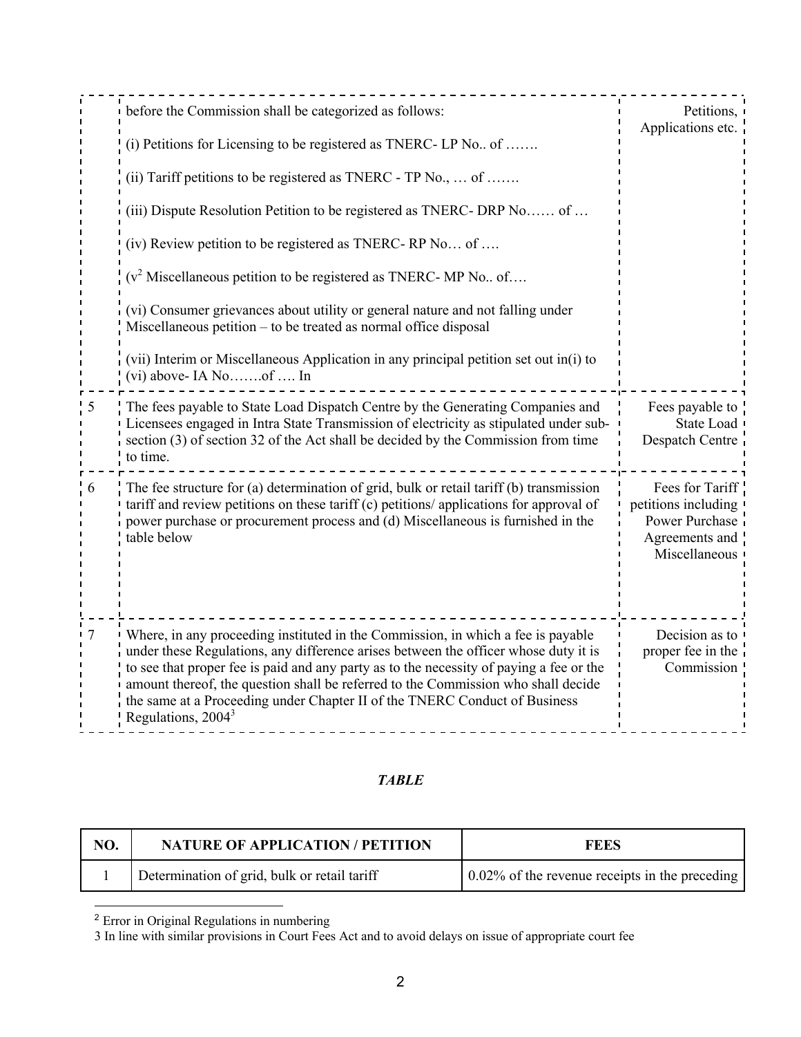| | | |
|---|---|---|
| | before the Commission shall be categorized as follows:<br><br>(i) Petitions for Licensing to be registered as TNERC- LP No.. of …….<br><br>(ii) Tariff petitions to be registered as TNERC - TP No., … of …….<br><br>(iii) Dispute Resolution Petition to be registered as TNERC- DRP No…… of …<br><br>(iv) Review petition to be registered as TNERC- RP No… of ….<br><br>(v[2] Miscellaneous petition to be registered as TNERC- MP No.. of….<br><br>(vi) Consumer grievances about utility or general nature and not falling under Miscellaneous petition – to be treated as normal office disposal<br><br>(vii) Interim or Miscellaneous Application in any principal petition set out in(i) to (vi) above- IA No…….of …. In | Petitions, Applications etc. |
| 5 | The fees payable to State Load Dispatch Centre by the Generating Companies and Licensees engaged in Intra State Transmission of electricity as stipulated under sub-section (3) of section 32 of the Act shall be decided by the Commission from time to time. | Fees payable to State Load Despatch Centre |
| 6 | The fee structure for (a) determination of grid, bulk or retail tariff (b) transmission tariff and review petitions on these tariff (c) petitions/ applications for approval of power purchase or procurement process and (d) Miscellaneous is furnished in the table below | Fees for Tariff petitions including Power Purchase Agreements and Miscellaneous |
| 7 | Where, in any proceeding instituted in the Commission, in which a fee is payable under these Regulations, any difference arises between the officer whose duty it is to see that proper fee is paid and any party as to the necessity of paying a fee or the amount thereof, the question shall be referred to the Commission who shall decide the same at a Proceeding under Chapter II of the TNERC Conduct of Business Regulations, 2004[3] | Decision as to proper fee in the Commission |

*TABLE*

| NO. | NATURE OF APPLICATION / PETITION | FEES |
|---|---|---|
| 1 | Determination of grid, bulk or retail tariff | 0.02% of the revenue receipts in the preceding |

[2] Error in Original Regulations in numbering

3 In line with similar provisions in Court Fees Act and to avoid delays on issue of appropriate court fee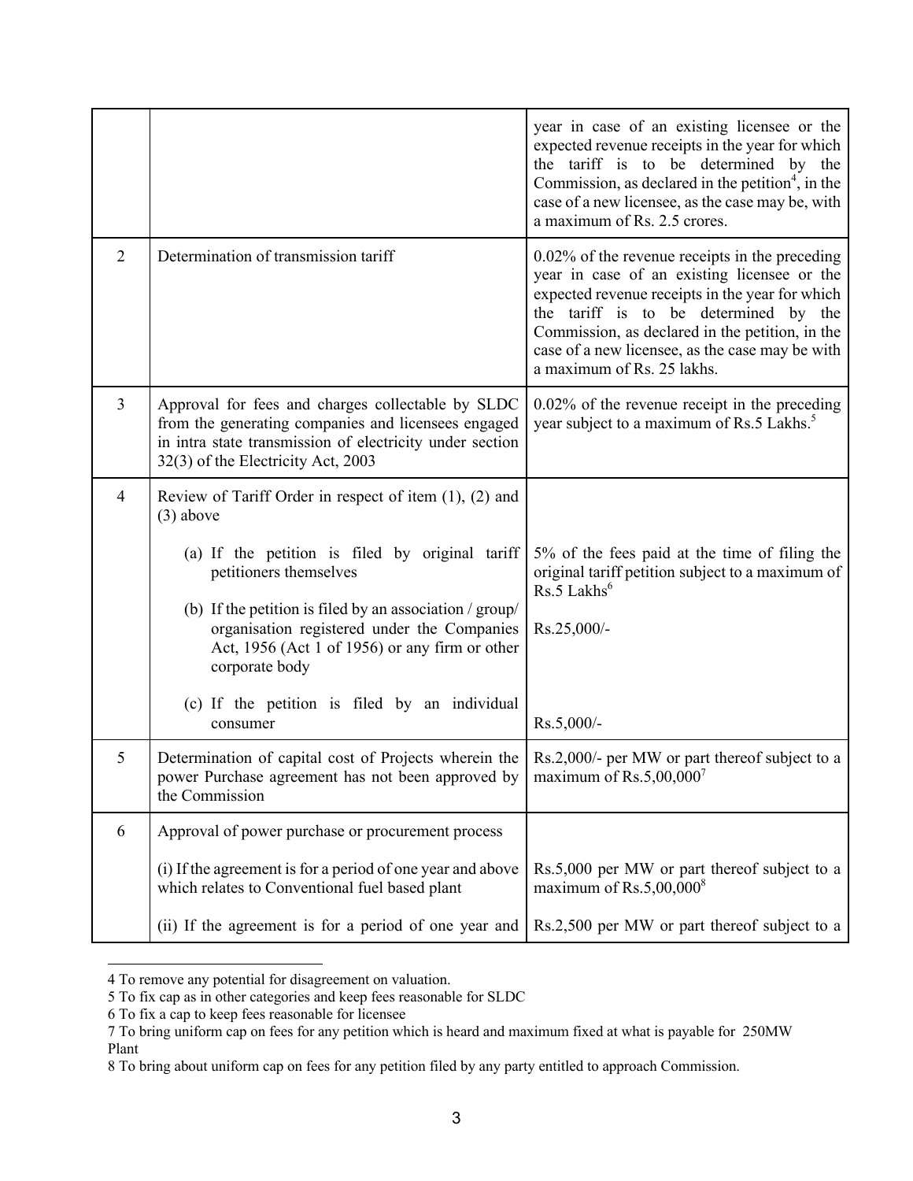| | | |
|---|---|---|
| | | year in case of an existing licensee or the expected revenue receipts in the year for which the tariff is to be determined by the Commission, as declared in the petition[4], in the case of a new licensee, as the case may be, with a maximum of Rs. 2.5 crores. |
| 2 | Determination of transmission tariff | 0.02% of the revenue receipts in the preceding year in case of an existing licensee or the expected revenue receipts in the year for which the tariff is to be determined by the Commission, as declared in the petition, in the case of a new licensee, as the case may be with a maximum of Rs. 25 lakhs. |
| 3 | Approval for fees and charges collectable by SLDC from the generating companies and licensees engaged in intra state transmission of electricity under section 32(3) of the Electricity Act, 2003 | 0.02% of the revenue receipt in the preceding year subject to a maximum of Rs.5 Lakhs.[5] |
| 4 | Review of Tariff Order in respect of item (1), (2) and (3) above | |
| | (a) If the petition is filed by original tariff petitioners themselves | 5% of the fees paid at the time of filing the original tariff petition subject to a maximum of Rs.5 Lakhs[6] |
| | (b) If the petition is filed by an association / group/ organisation registered under the Companies Act, 1956 (Act 1 of 1956) or any firm or other corporate body | Rs.25,000/- |
| | (c) If the petition is filed by an individual consumer | Rs.5,000/- |
| 5 | Determination of capital cost of Projects wherein the power Purchase agreement has not been approved by the Commission | Rs.2,000/- per MW or part thereof subject to a maximum of Rs.5,00,000[7] |
| 6 | Approval of power purchase or procurement process | |
| | (i) If the agreement is for a period of one year and above which relates to Conventional fuel based plant | Rs.5,000 per MW or part thereof subject to a maximum of Rs.5,00,000[8] |
| | (ii) If the agreement is for a period of one year and | Rs.2,500 per MW or part thereof subject to a |

4 To remove any potential for disagreement on valuation.

5 To fix cap as in other categories and keep fees reasonable for SLDC

6 To fix a cap to keep fees reasonable for licensee

7 To bring uniform cap on fees for any petition which is heard and maximum fixed at what is payable for 250MW Plant

8 To bring about uniform cap on fees for any petition filed by any party entitled to approach Commission.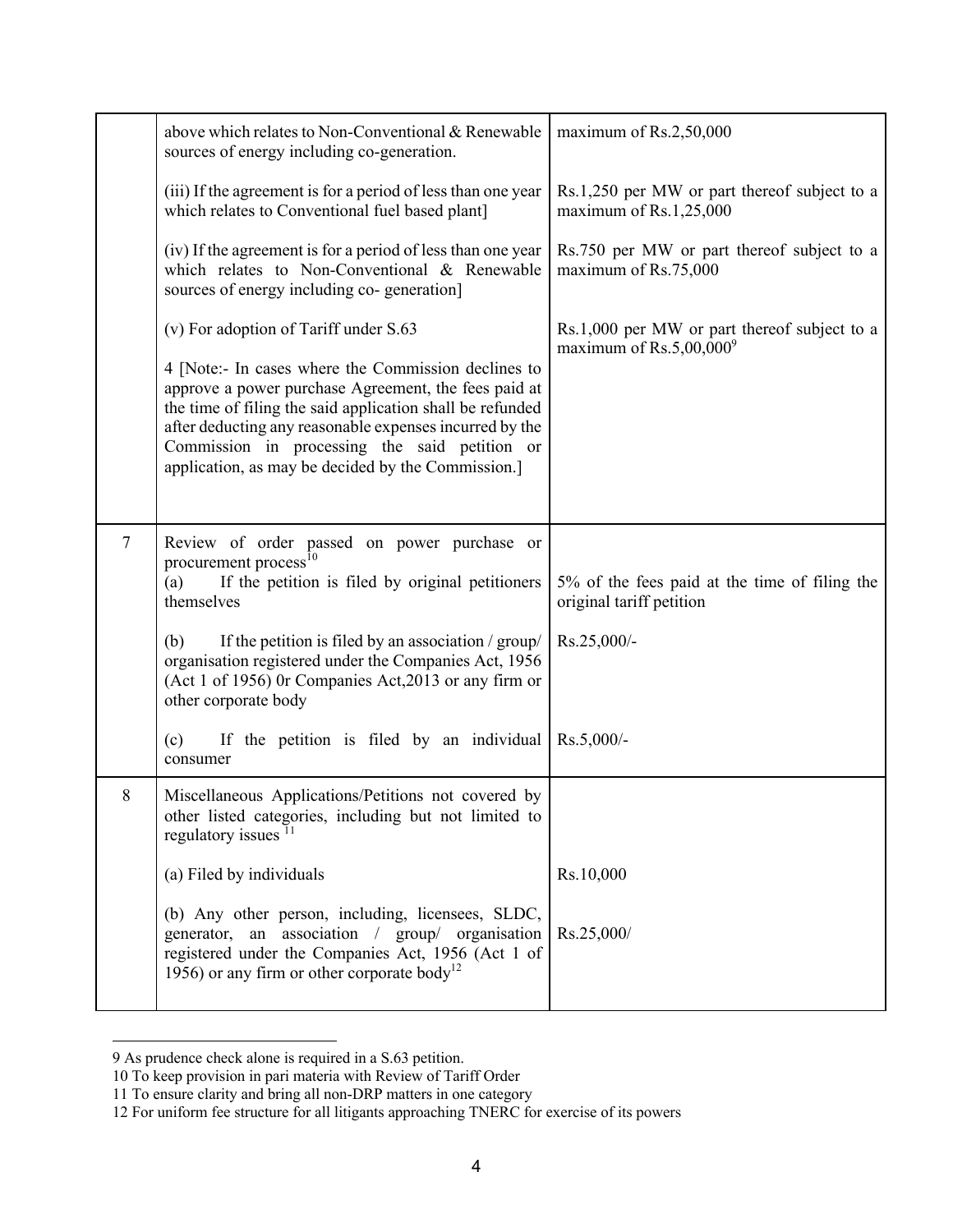| | | |
|---|---|---|
| | above which relates to Non-Conventional & Renewable sources of energy including co-generation. | maximum of Rs.2,50,000 |
| | (iii) If the agreement is for a period of less than one year which relates to Conventional fuel based plant] | Rs.1,250 per MW or part thereof subject to a maximum of Rs.1,25,000 |
| | (iv) If the agreement is for a period of less than one year which relates to Non-Conventional & Renewable sources of energy including co- generation] | Rs.750 per MW or part thereof subject to a maximum of Rs.75,000 |
| | (v) For adoption of Tariff under S.63 | Rs.1,000 per MW or part thereof subject to a maximum of Rs.5,00,000[9] |
| | 4 [Note:- In cases where the Commission declines to approve a power purchase Agreement, the fees paid at the time of filing the said application shall be refunded after deducting any reasonable expenses incurred by the Commission in processing the said petition or application, as may be decided by the Commission.] | |
| 7 | Review of order passed on power purchase or procurement process[10] | |
| | (a) If the petition is filed by original petitioners themselves | 5% of the fees paid at the time of filing the original tariff petition |
| | (b) If the petition is filed by an association / group/ organisation registered under the Companies Act, 1956 (Act 1 of 1956) 0r Companies Act,2013 or any firm or other corporate body | Rs.25,000/- |
| | (c) If the petition is filed by an individual consumer | Rs.5,000/- |
| 8 | Miscellaneous Applications/Petitions not covered by other listed categories, including but not limited to regulatory issues [11] | |
| | (a) Filed by individuals | Rs.10,000 |
| | (b) Any other person, including, licensees, SLDC, generator, an association / group/ organisation registered under the Companies Act, 1956 (Act 1 of 1956) or any firm or other corporate body[12] | Rs.25,000/ |

9 As prudence check alone is required in a S.63 petition.

10 To keep provision in pari materia with Review of Tariff Order

11 To ensure clarity and bring all non-DRP matters in one category

12 For uniform fee structure for all litigants approaching TNERC for exercise of its powers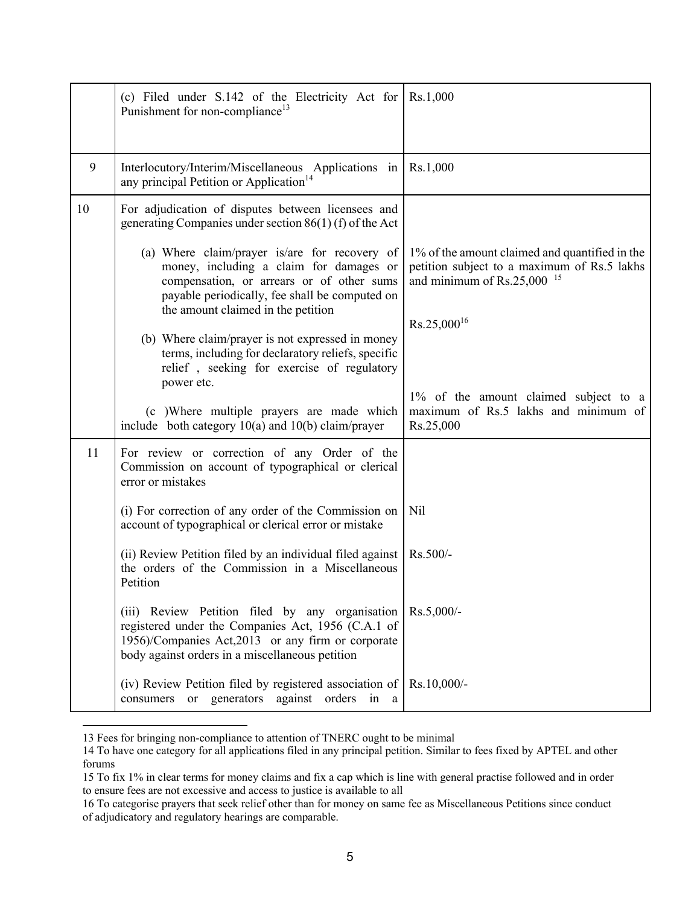| | | |
|---|---|---|
| | (c) Filed under S.142 of the Electricity Act for Punishment for non-compliance[13] | Rs.1,000 |
| 9 | Interlocutory/Interim/Miscellaneous Applications in any principal Petition or Application[14] | Rs.1,000 |
| 10 | For adjudication of disputes between licensees and generating Companies under section 86(1) (f) of the Act | |
| | (a) Where claim/prayer is/are for recovery of money, including a claim for damages or compensation, or arrears or of other sums payable periodically, fee shall be computed on the amount claimed in the petition | 1% of the amount claimed and quantified in the petition subject to a maximum of Rs.5 lakhs and minimum of Rs.25,000 [15] |
| | (b) Where claim/prayer is not expressed in money terms, including for declaratory reliefs, specific relief , seeking for exercise of regulatory power etc. | Rs.25,000[16] |
| | (c )Where multiple prayers are made which include both category 10(a) and 10(b) claim/prayer | 1% of the amount claimed subject to a maximum of Rs.5 lakhs and minimum of Rs.25,000 |
| 11 | For review or correction of any Order of the Commission on account of typographical or clerical error or mistakes | |
| | (i) For correction of any order of the Commission on account of typographical or clerical error or mistake | Nil |
| | (ii) Review Petition filed by an individual filed against the orders of the Commission in a Miscellaneous Petition | Rs.500/- |
| | (iii) Review Petition filed by any organisation registered under the Companies Act, 1956 (C.A.1 of 1956)/Companies Act,2013 or any firm or corporate body against orders in a miscellaneous petition | Rs.5,000/- |
| | (iv) Review Petition filed by registered association of consumers or generators against orders in a | Rs.10,000/- |

13 Fees for bringing non-compliance to attention of TNERC ought to be minimal

14 To have one category for all applications filed in any principal petition. Similar to fees fixed by APTEL and other forums

15 To fix 1% in clear terms for money claims and fix a cap which is line with general practise followed and in order to ensure fees are not excessive and access to justice is available to all

16 To categorise prayers that seek relief other than for money on same fee as Miscellaneous Petitions since conduct of adjudicatory and regulatory hearings are comparable.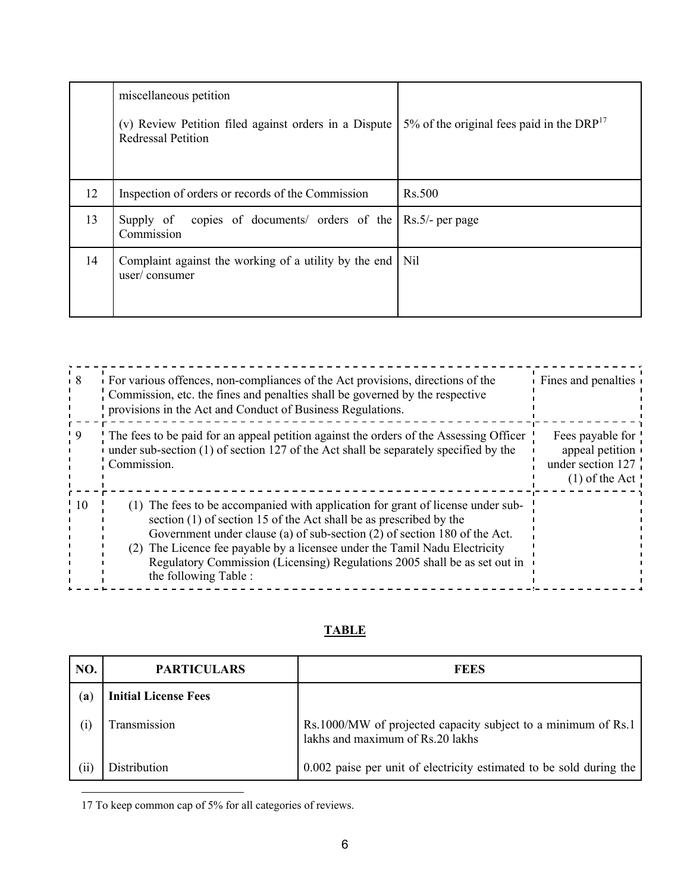|  |  |  |
|---|---|---|
|  | miscellaneous petition<br><br>(v) Review Petition filed against orders in a Dispute Redressal Petition | 5% of the original fees paid in the DRP[17] |
| 12 | Inspection of orders or records of the Commission | Rs.500 |
| 13 | Supply of copies of documents/ orders of the Commission | Rs.5/- per page |
| 14 | Complaint against the working of a utility by the end user/ consumer | Nil |

|  |  |  |
|---|---|---|
| 8 | For various offences, non-compliances of the Act provisions, directions of the Commission, etc. the fines and penalties shall be governed by the respective provisions in the Act and Conduct of Business Regulations. | Fines and penalties |
| 9 | The fees to be paid for an appeal petition against the orders of the Assessing Officer under sub-section (1) of section 127 of the Act shall be separately specified by the Commission. | Fees payable for appeal petition under section 127 (1) of the Act |
| 10 | (1) The fees to be accompanied with application for grant of license under sub-section (1) of section 15 of the Act shall be as prescribed by the Government under clause (a) of sub-section (2) of section 180 of the Act.<br>(2) The Licence fee payable by a licensee under the Tamil Nadu Electricity Regulatory Commission (Licensing) Regulations 2005 shall be as set out in the following Table : |  |

**TABLE**

| NO. | PARTICULARS | FEES |
|---|---|---|
| **(a)** | **Initial License Fees** |  |
| (i) | Transmission | Rs.1000/MW of projected capacity subject to a minimum of Rs.1 lakhs and maximum of Rs.20 lakhs |
| (ii) | Distribution | 0.002 paise per unit of electricity estimated to be sold during the |

17 To keep common cap of 5% for all categories of reviews.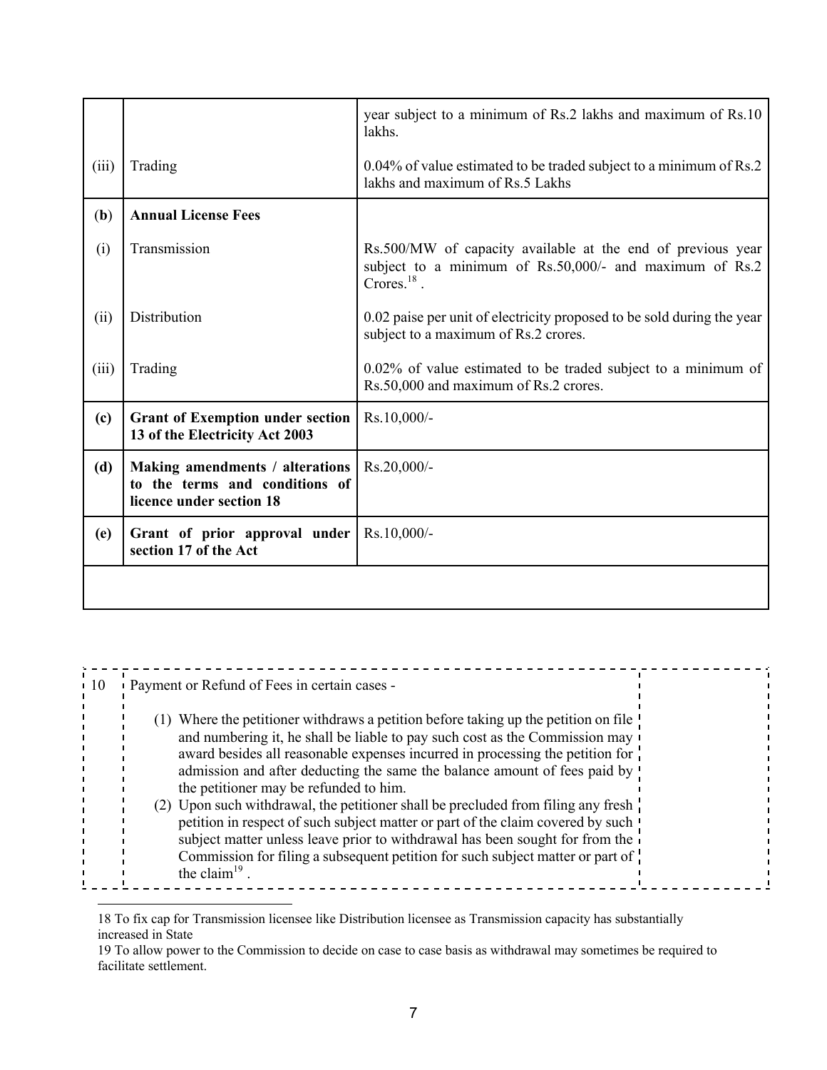|  |  |  |
|---|---|---|
|  |  | year subject to a minimum of Rs.2 lakhs and maximum of Rs.10 lakhs. |
| (iii) | Trading | 0.04% of value estimated to be traded subject to a minimum of Rs.2 lakhs and maximum of Rs.5 Lakhs |
| **(b)** | **Annual License Fees** |  |
| (i) | Transmission | Rs.500/MW of capacity available at the end of previous year subject to a minimum of Rs.50,000/- and maximum of Rs.2 Crores.[18] . |
| (ii) | Distribution | 0.02 paise per unit of electricity proposed to be sold during the year subject to a maximum of Rs.2 crores. |
| (iii) | Trading | 0.02% of value estimated to be traded subject to a minimum of Rs.50,000 and maximum of Rs.2 crores. |
| **(c)** | **Grant of Exemption under section 13 of the Electricity Act 2003** | Rs.10,000/- |
| **(d)** | **Making amendments / alterations to the terms and conditions of licence under section 18** | Rs.20,000/- |
| **(e)** | **Grant of prior approval under section 17 of the Act** | Rs.10,000/- |
|  |  |  |

| 10 | Payment or Refund of Fees in certain cases - | |
|---|---|---|
|  | (1) Where the petitioner withdraws a petition before taking up the petition on file and numbering it, he shall be liable to pay such cost as the Commission may award besides all reasonable expenses incurred in processing the petition for admission and after deducting the same the balance amount of fees paid by the petitioner may be refunded to him. (2) Upon such withdrawal, the petitioner shall be precluded from filing any fresh petition in respect of such subject matter or part of the claim covered by such subject matter unless leave prior to withdrawal has been sought for from the Commission for filing a subsequent petition for such subject matter or part of the claim[19] . | |

18 To fix cap for Transmission licensee like Distribution licensee as Transmission capacity has substantially increased in State

19 To allow power to the Commission to decide on case to case basis as withdrawal may sometimes be required to facilitate settlement.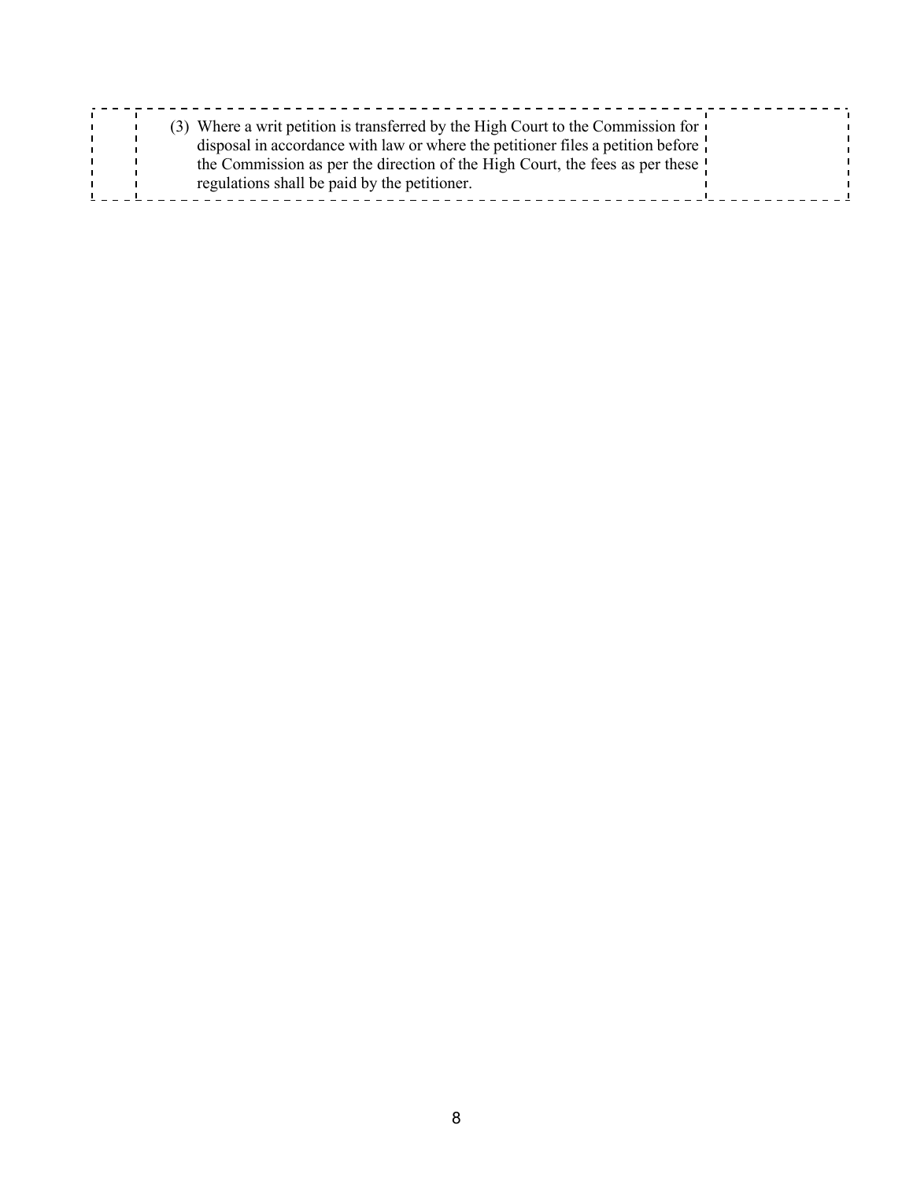| | | |
|---|---|---|
| | (3) Where a writ petition is transferred by the High Court to the Commission for disposal in accordance with law or where the petitioner files a petition before the Commission as per the direction of the High Court, the fees as per these regulations shall be paid by the petitioner. | |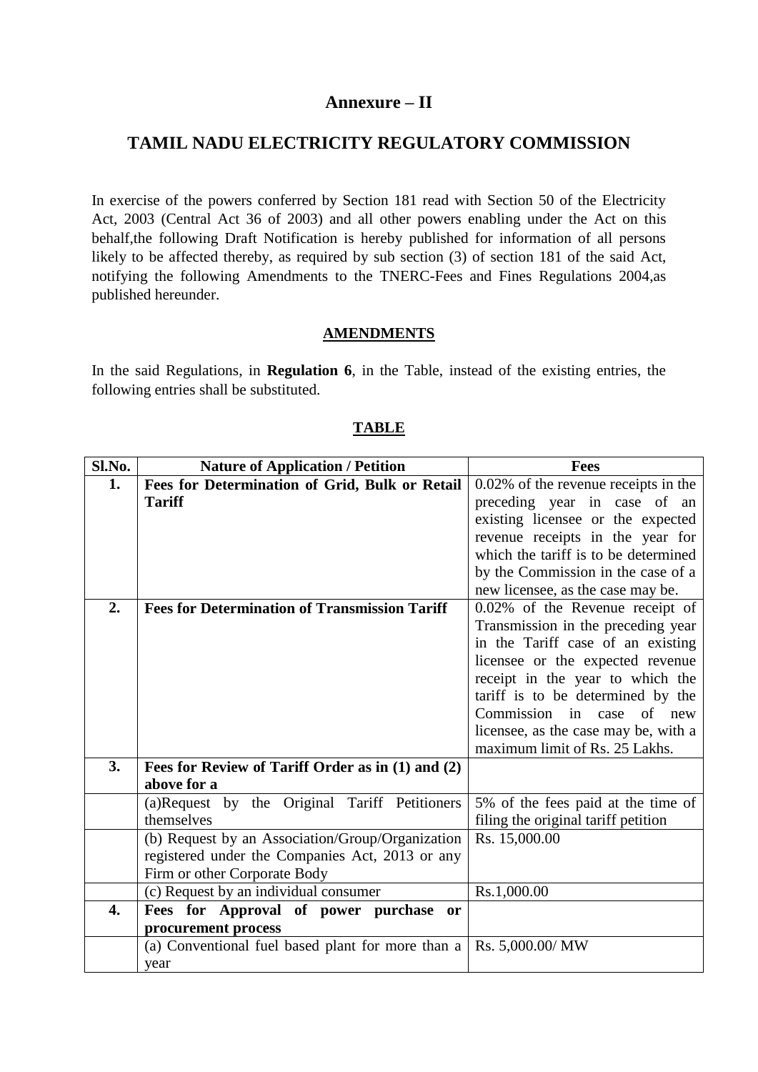## Annexure – II

## TAMIL NADU ELECTRICITY REGULATORY COMMISSION

In exercise of the powers conferred by Section 181 read with Section 50 of the Electricity Act, 2003 (Central Act 36 of 2003) and all other powers enabling under the Act on this behalf,the following Draft Notification is hereby published for information of all persons likely to be affected thereby, as required by sub section (3) of section 181 of the said Act, notifying the following Amendments to the TNERC-Fees and Fines Regulations 2004,as published hereunder.

### AMENDMENTS

In the said Regulations, in **Regulation 6**, in the Table, instead of the existing entries, the following entries shall be substituted.

### TABLE

| Sl.No. | Nature of Application / Petition | Fees |
|---|---|---|
| **1.** | **Fees for Determination of Grid, Bulk or Retail Tariff** | 0.02% of the revenue receipts in the preceding year in case of an existing licensee or the expected revenue receipts in the year for which the tariff is to be determined by the Commission in the case of a new licensee, as the case may be. |
| **2.** | **Fees for Determination of Transmission Tariff** | 0.02% of the Revenue receipt of Transmission in the preceding year in the Tariff case of an existing licensee or the expected revenue receipt in the year to which the tariff is to be determined by the Commission in case of new licensee, as the case may be, with a maximum limit of Rs. 25 Lakhs. |
| **3.** | **Fees for Review of Tariff Order as in (1) and (2) above for a** | |
| | (a)Request by the Original Tariff Petitioners themselves | 5% of the fees paid at the time of filing the original tariff petition |
| | (b) Request by an Association/Group/Organization registered under the Companies Act, 2013 or any Firm or other Corporate Body | Rs. 15,000.00 |
| | (c) Request by an individual consumer | Rs.1,000.00 |
| **4.** | **Fees for Approval of power purchase or procurement process** | |
| | (a) Conventional fuel based plant for more than a year | Rs. 5,000.00/ MW |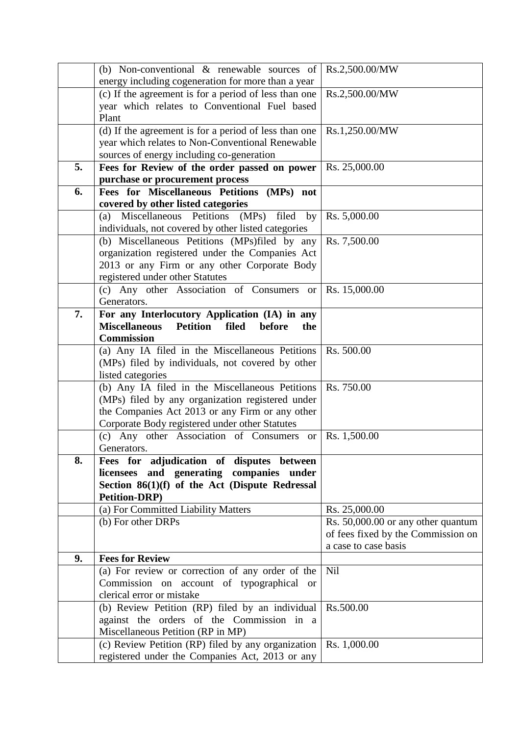| | | |
|---|---|---|
| | (b) Non-conventional & renewable sources of energy including cogeneration for more than a year | Rs.2,500.00/MW |
| | (c) If the agreement is for a period of less than one year which relates to Conventional Fuel based Plant | Rs.2,500.00/MW |
| | (d) If the agreement is for a period of less than one year which relates to Non-Conventional Renewable sources of energy including co-generation | Rs.1,250.00/MW |
| **5.** | **Fees for Review of the order passed on power purchase or procurement process** | Rs. 25,000.00 |
| **6.** | **Fees for Miscellaneous Petitions (MPs) not covered by other listed categories** | |
| | (a) Miscellaneous Petitions (MPs) filed by individuals, not covered by other listed categories | Rs. 5,000.00 |
| | (b) Miscellaneous Petitions (MPs)filed by any organization registered under the Companies Act 2013 or any Firm or any other Corporate Body registered under other Statutes | Rs. 7,500.00 |
| | (c) Any other Association of Consumers or Generators. | Rs. 15,000.00 |
| **7.** | **For any Interlocutory Application (IA) in any Miscellaneous Petition filed before the Commission** | |
| | (a) Any IA filed in the Miscellaneous Petitions (MPs) filed by individuals, not covered by other listed categories | Rs. 500.00 |
| | (b) Any IA filed in the Miscellaneous Petitions (MPs) filed by any organization registered under the Companies Act 2013 or any Firm or any other Corporate Body registered under other Statutes | Rs. 750.00 |
| | (c) Any other Association of Consumers or Generators. | Rs. 1,500.00 |
| **8.** | **Fees for adjudication of disputes between licensees and generating companies under Section 86(1)(f) of the Act (Dispute Redressal Petition-DRP)** | |
| | (a) For Committed Liability Matters | Rs. 25,000.00 |
| | (b) For other DRPs | Rs. 50,000.00 or any other quantum of fees fixed by the Commission on a case to case basis |
| **9.** | **Fees for Review** | |
| | (a) For review or correction of any order of the Commission on account of typographical or clerical error or mistake | Nil |
| | (b) Review Petition (RP) filed by an individual against the orders of the Commission in a Miscellaneous Petition (RP in MP) | Rs.500.00 |
| | (c) Review Petition (RP) filed by any organization registered under the Companies Act, 2013 or any | Rs. 1,000.00 |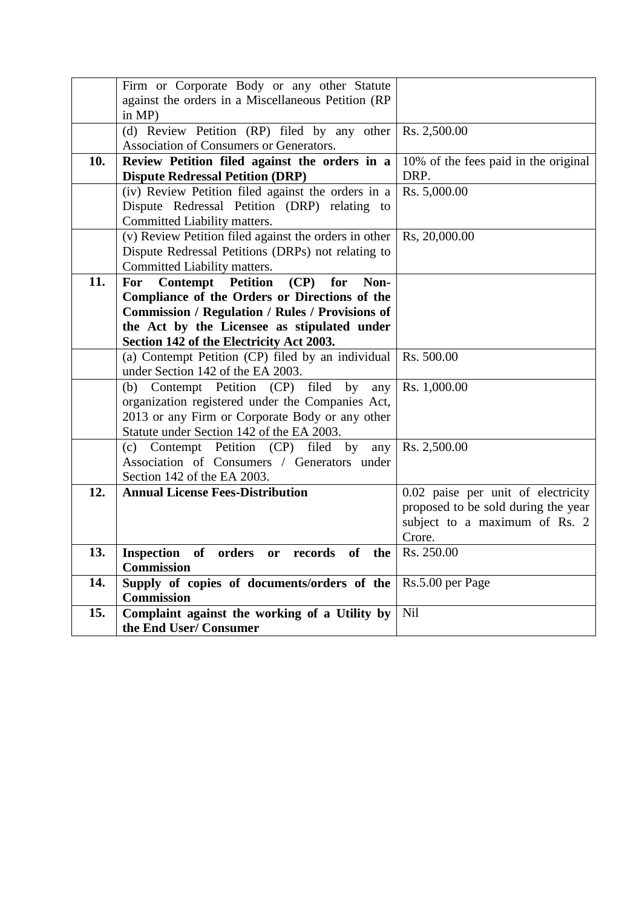| | | |
|---|---|---|
| | Firm or Corporate Body or any other Statute against the orders in a Miscellaneous Petition (RP in MP) | |
| | (d) Review Petition (RP) filed by any other Association of Consumers or Generators. | Rs. 2,500.00 |
| **10.** | **Review Petition filed against the orders in a Dispute Redressal Petition (DRP)** | 10% of the fees paid in the original DRP. |
| | (iv) Review Petition filed against the orders in a Dispute Redressal Petition (DRP) relating to Committed Liability matters. | Rs. 5,000.00 |
| | (v) Review Petition filed against the orders in other Dispute Redressal Petitions (DRPs) not relating to Committed Liability matters. | Rs, 20,000.00 |
| **11.** | **For Contempt Petition (CP) for Non-Compliance of the Orders or Directions of the Commission / Regulation / Rules / Provisions of the Act by the Licensee as stipulated under Section 142 of the Electricity Act 2003.** | |
| | (a) Contempt Petition (CP) filed by an individual under Section 142 of the EA 2003. | Rs. 500.00 |
| | (b) Contempt Petition (CP) filed by any organization registered under the Companies Act, 2013 or any Firm or Corporate Body or any other Statute under Section 142 of the EA 2003. | Rs. 1,000.00 |
| | (c) Contempt Petition (CP) filed by any Association of Consumers / Generators under Section 142 of the EA 2003. | Rs. 2,500.00 |
| **12.** | **Annual License Fees-Distribution** | 0.02 paise per unit of electricity proposed to be sold during the year subject to a maximum of Rs. 2 Crore. |
| **13.** | **Inspection of orders or records of the Commission** | Rs. 250.00 |
| **14.** | **Supply of copies of documents/orders of the Commission** | Rs.5.00 per Page |
| **15.** | **Complaint against the working of a Utility by the End User/ Consumer** | Nil |